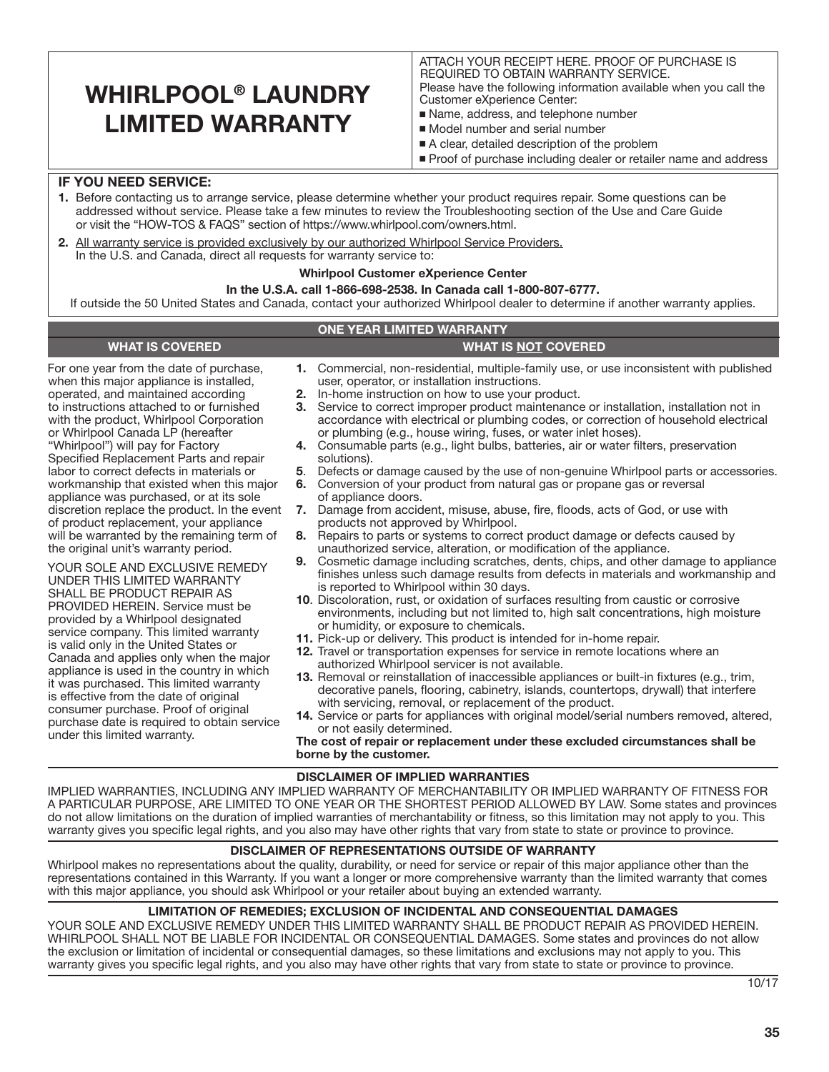# WHIRLPOOL® LAUNDRY LIMITED WARRANTY

ATTACH YOUR RECEIPT HERE. PROOF OF PURCHASE IS REQUIRED TO OBTAIN WARRANTY SERVICE.

Please have the following information available when you call the Customer eXperience Center:

- Name, address, and telephone number
- Model number and serial number
- A clear, detailed description of the problem
- Proof of purchase including dealer or retailer name and address

## IF YOU NEED SERVICE:

1. Before contacting us to arrange service, please determine whether your product requires repair. Some questions can be addressed without service. Please take a few minutes to review the Troubleshooting section of the Use and Care Guide or visit the "HOW-TOS & FAQS" section of https://www.whirlpool.com/owners.html.
2. All warranty service is provided exclusively by our authorized Whirlpool Service Providers.
   In the U.S. and Canada, direct all requests for warranty service to:

**Whirlpool Customer eXperience Center**

**In the U.S.A. call 1-866-698-2538. In Canada call 1-800-807-6777.**

If outside the 50 United States and Canada, contact your authorized Whirlpool dealer to determine if another warranty applies.

## ONE YEAR LIMITED WARRANTY

### WHAT IS COVERED

For one year from the date of purchase, when this major appliance is installed, operated, and maintained according to instructions attached to or furnished with the product, Whirlpool Corporation or Whirlpool Canada LP (hereafter "Whirlpool") will pay for Factory Specified Replacement Parts and repair labor to correct defects in materials or workmanship that existed when this major appliance was purchased, or at its sole discretion replace the product. In the event of product replacement, your appliance will be warranted by the remaining term of the original unit's warranty period.

YOUR SOLE AND EXCLUSIVE REMEDY UNDER THIS LIMITED WARRANTY SHALL BE PRODUCT REPAIR AS PROVIDED HEREIN. Service must be provided by a Whirlpool designated service company. This limited warranty is valid only in the United States or Canada and applies only when the major appliance is used in the country in which it was purchased. This limited warranty is effective from the date of original consumer purchase. Proof of original purchase date is required to obtain service under this limited warranty.

### WHAT IS NOT COVERED

1. Commercial, non-residential, multiple-family use, or use inconsistent with published user, operator, or installation instructions.
2. In-home instruction on how to use your product.
3. Service to correct improper product maintenance or installation, installation not in accordance with electrical or plumbing codes, or correction of household electrical or plumbing (e.g., house wiring, fuses, or water inlet hoses).
4. Consumable parts (e.g., light bulbs, batteries, air or water filters, preservation solutions).
5. Defects or damage caused by the use of non-genuine Whirlpool parts or accessories.
6. Conversion of your product from natural gas or propane gas or reversal of appliance doors.
7. Damage from accident, misuse, abuse, fire, floods, acts of God, or use with products not approved by Whirlpool.
8. Repairs to parts or systems to correct product damage or defects caused by unauthorized service, alteration, or modification of the appliance.
9. Cosmetic damage including scratches, dents, chips, and other damage to appliance finishes unless such damage results from defects in materials and workmanship and is reported to Whirlpool within 30 days.
10. Discoloration, rust, or oxidation of surfaces resulting from caustic or corrosive environments, including but not limited to, high salt concentrations, high moisture or humidity, or exposure to chemicals.
11. Pick-up or delivery. This product is intended for in-home repair.
12. Travel or transportation expenses for service in remote locations where an authorized Whirlpool servicer is not available.
13. Removal or reinstallation of inaccessible appliances or built-in fixtures (e.g., trim, decorative panels, flooring, cabinetry, islands, countertops, drywall) that interfere with servicing, removal, or replacement of the product.
14. Service or parts for appliances with original model/serial numbers removed, altered, or not easily determined.

**The cost of repair or replacement under these excluded circumstances shall be borne by the customer.**

### DISCLAIMER OF IMPLIED WARRANTIES

IMPLIED WARRANTIES, INCLUDING ANY IMPLIED WARRANTY OF MERCHANTABILITY OR IMPLIED WARRANTY OF FITNESS FOR A PARTICULAR PURPOSE, ARE LIMITED TO ONE YEAR OR THE SHORTEST PERIOD ALLOWED BY LAW. Some states and provinces do not allow limitations on the duration of implied warranties of merchantability or fitness, so this limitation may not apply to you. This warranty gives you specific legal rights, and you also may have other rights that vary from state to state or province to province.

### DISCLAIMER OF REPRESENTATIONS OUTSIDE OF WARRANTY

Whirlpool makes no representations about the quality, durability, or need for service or repair of this major appliance other than the representations contained in this Warranty. If you want a longer or more comprehensive warranty than the limited warranty that comes with this major appliance, you should ask Whirlpool or your retailer about buying an extended warranty.

### LIMITATION OF REMEDIES; EXCLUSION OF INCIDENTAL AND CONSEQUENTIAL DAMAGES

YOUR SOLE AND EXCLUSIVE REMEDY UNDER THIS LIMITED WARRANTY SHALL BE PRODUCT REPAIR AS PROVIDED HEREIN. WHIRLPOOL SHALL NOT BE LIABLE FOR INCIDENTAL OR CONSEQUENTIAL DAMAGES. Some states and provinces do not allow the exclusion or limitation of incidental or consequential damages, so these limitations and exclusions may not apply to you. This warranty gives you specific legal rights, and you also may have other rights that vary from state to state or province to province.

10/17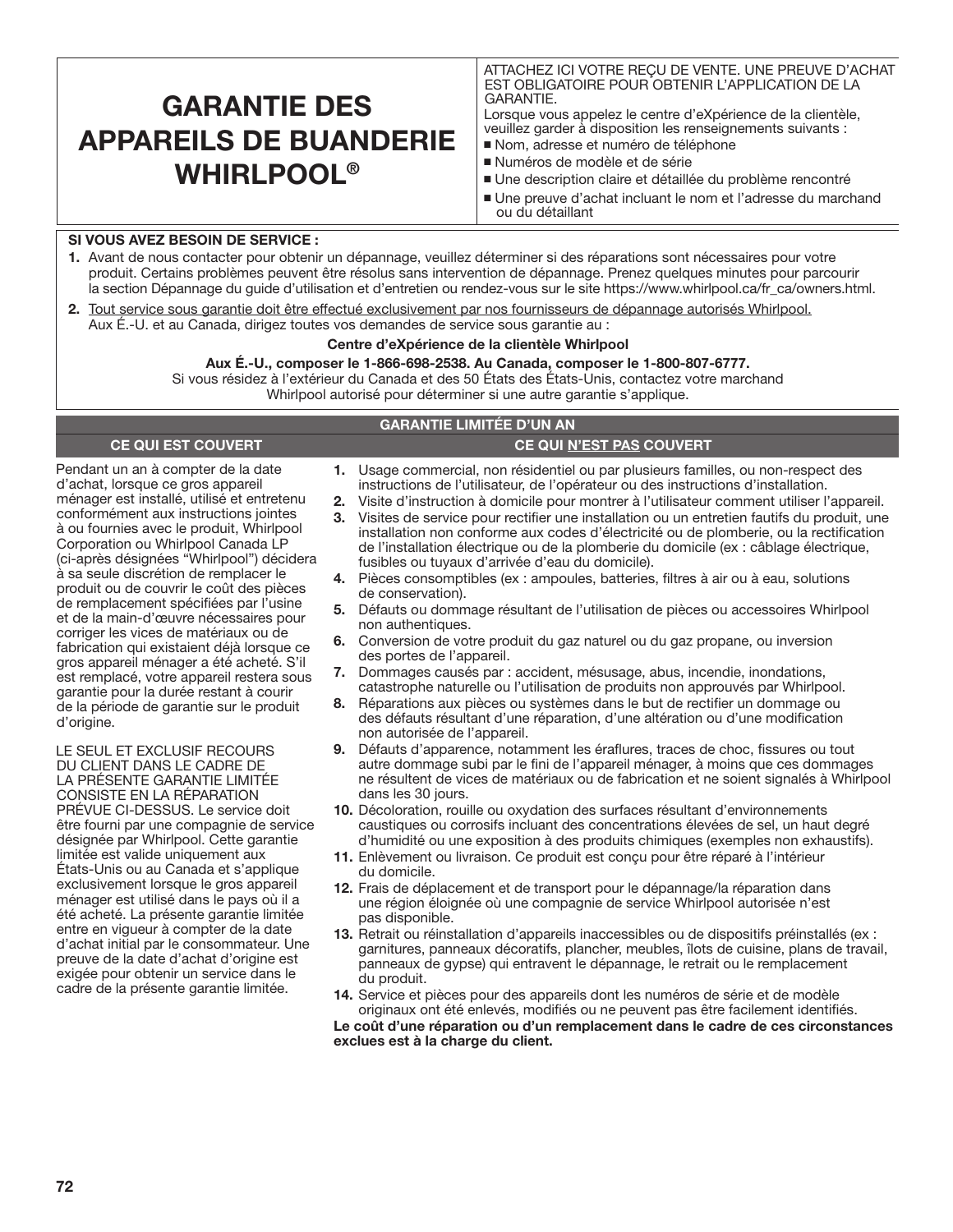# GARANTIE DES APPAREILS DE BUANDERIE WHIRLPOOL®

ATTACHEZ ICI VOTRE REÇU DE VENTE. UNE PREUVE D'ACHAT EST OBLIGATOIRE POUR OBTENIR L'APPLICATION DE LA GARANTIE.

Lorsque vous appelez le centre d'eXpérience de la clientèle, veuillez garder à disposition les renseignements suivants :

- Nom, adresse et numéro de téléphone
- Numéros de modèle et de série
- Une description claire et détaillée du problème rencontré
- Une preuve d'achat incluant le nom et l'adresse du marchand ou du détaillant

**SI VOUS AVEZ BESOIN DE SERVICE :**

1. Avant de nous contacter pour obtenir un dépannage, veuillez déterminer si des réparations sont nécessaires pour votre produit. Certains problèmes peuvent être résolus sans intervention de dépannage. Prenez quelques minutes pour parcourir la section Dépannage du guide d'utilisation et d'entretien ou rendez-vous sur le site https://www.whirlpool.ca/fr_ca/owners.html.
2. Tout service sous garantie doit être effectué exclusivement par nos fournisseurs de dépannage autorisés Whirlpool. Aux É.-U. et au Canada, dirigez toutes vos demandes de service sous garantie au :

**Centre d'eXpérience de la clientèle Whirlpool**

**Aux É.-U., composer le 1-866-698-2538. Au Canada, composer le 1-800-807-6777.**

Si vous résidez à l'extérieur du Canada et des 50 États des États-Unis, contactez votre marchand Whirlpool autorisé pour déterminer si une autre garantie s'applique.

## GARANTIE LIMITÉE D'UN AN

### CE QUI EST COUVERT

Pendant un an à compter de la date d'achat, lorsque ce gros appareil ménager est installé, utilisé et entretenu conformément aux instructions jointes à ou fournies avec le produit, Whirlpool Corporation ou Whirlpool Canada LP (ci-après désignées "Whirlpool") décidera à sa seule discrétion de remplacer le produit ou de couvrir le coût des pièces de remplacement spécifiées par l'usine et de la main-d'œuvre nécessaires pour corriger les vices de matériaux ou de fabrication qui existaient déjà lorsque ce gros appareil ménager a été acheté. S'il est remplacé, votre appareil restera sous garantie pour la durée restant à courir de la période de garantie sur le produit d'origine.

LE SEUL ET EXCLUSIF RECOURS DU CLIENT DANS LE CADRE DE LA PRÉSENTE GARANTIE LIMITÉE CONSISTE EN LA RÉPARATION PRÉVUE CI-DESSUS. Le service doit être fourni par une compagnie de service désignée par Whirlpool. Cette garantie limitée est valide uniquement aux États-Unis ou au Canada et s'applique exclusivement lorsque le gros appareil ménager est utilisé dans le pays où il a été acheté. La présente garantie limitée entre en vigueur à compter de la date d'achat initial par le consommateur. Une preuve de la date d'achat d'origine est exigée pour obtenir un service dans le cadre de la présente garantie limitée.

### CE QUI N'EST PAS COUVERT

1. Usage commercial, non résidentiel ou par plusieurs familles, ou non-respect des instructions de l'utilisateur, de l'opérateur ou des instructions d'installation.
2. Visite d'instruction à domicile pour montrer à l'utilisateur comment utiliser l'appareil.
3. Visites de service pour rectifier une installation ou un entretien fautifs du produit, une installation non conforme aux codes d'électricité ou de plomberie, ou la rectification de l'installation électrique ou de la plomberie du domicile (ex : câblage électrique, fusibles ou tuyaux d'arrivée d'eau du domicile).
4. Pièces consomptibles (ex : ampoules, batteries, filtres à air ou à eau, solutions de conservation).
5. Défauts ou dommage résultant de l'utilisation de pièces ou accessoires Whirlpool non authentiques.
6. Conversion de votre produit du gaz naturel ou du gaz propane, ou inversion des portes de l'appareil.
7. Dommages causés par : accident, mésusage, abus, incendie, inondations, catastrophe naturelle ou l'utilisation de produits non approuvés par Whirlpool.
8. Réparations aux pièces ou systèmes dans le but de rectifier un dommage ou des défauts résultant d'une réparation, d'une altération ou d'une modification non autorisée de l'appareil.
9. Défauts d'apparence, notamment les éraflures, traces de choc, fissures ou tout autre dommage subi par le fini de l'appareil ménager, à moins que ces dommages ne résultent de vices de matériaux ou de fabrication et ne soient signalés à Whirlpool dans les 30 jours.
10. Décoloration, rouille ou oxydation des surfaces résultant d'environnements caustiques ou corrosifs incluant des concentrations élevées de sel, un haut degré d'humidité ou une exposition à des produits chimiques (exemples non exhaustifs).
11. Enlèvement ou livraison. Ce produit est conçu pour être réparé à l'intérieur du domicile.
12. Frais de déplacement et de transport pour le dépannage/la réparation dans une région éloignée où une compagnie de service Whirlpool autorisée n'est pas disponible.
13. Retrait ou réinstallation d'appareils inaccessibles ou de dispositifs préinstallés (ex : garnitures, panneaux décoratifs, plancher, meubles, îlots de cuisine, plans de travail, panneaux de gypse) qui entravent le dépannage, le retrait ou le remplacement du produit.
14. Service et pièces pour des appareils dont les numéros de série et de modèle originaux ont été enlevés, modifiés ou ne peuvent pas être facilement identifiés.

**Le coût d'une réparation ou d'un remplacement dans le cadre de ces circonstances exclues est à la charge du client.**